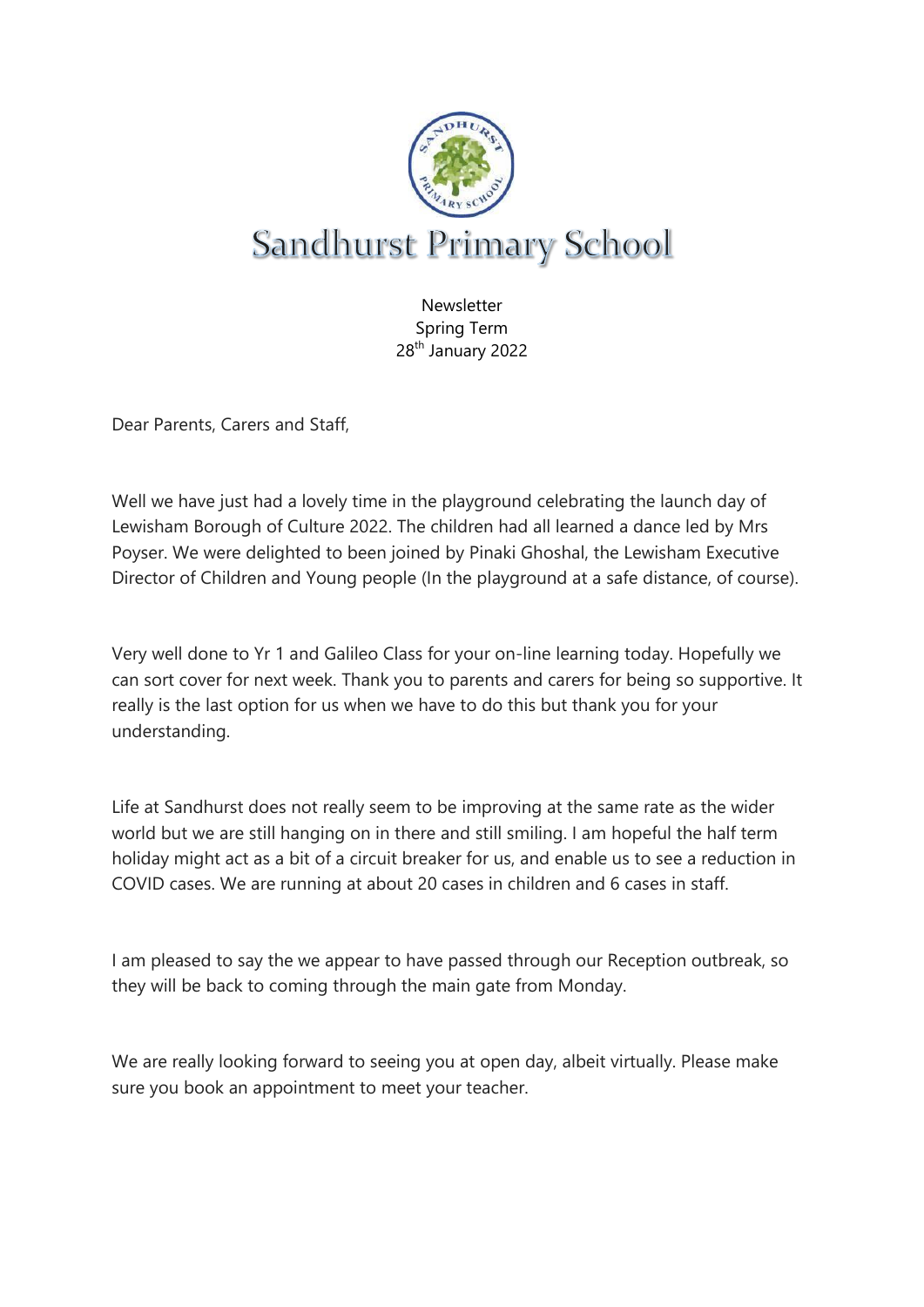# Sandhurst Primary School

Newsletter
Spring Term
28th January 2022

Dear Parents, Carers and Staff,

Well we have just had a lovely time in the playground celebrating the launch day of Lewisham Borough of Culture 2022. The children had all learned a dance led by Mrs Poyser. We were delighted to been joined by Pinaki Ghoshal, the Lewisham Executive Director of Children and Young people (In the playground at a safe distance, of course).

Very well done to Yr 1 and Galileo Class for your on-line learning today. Hopefully we can sort cover for next week. Thank you to parents and carers for being so supportive. It really is the last option for us when we have to do this but thank you for your understanding.

Life at Sandhurst does not really seem to be improving at the same rate as the wider world but we are still hanging on in there and still smiling. I am hopeful the half term holiday might act as a bit of a circuit breaker for us, and enable us to see a reduction in COVID cases. We are running at about 20 cases in children and 6 cases in staff.

I am pleased to say the we appear to have passed through our Reception outbreak, so they will be back to coming through the main gate from Monday.

We are really looking forward to seeing you at open day, albeit virtually. Please make sure you book an appointment to meet your teacher.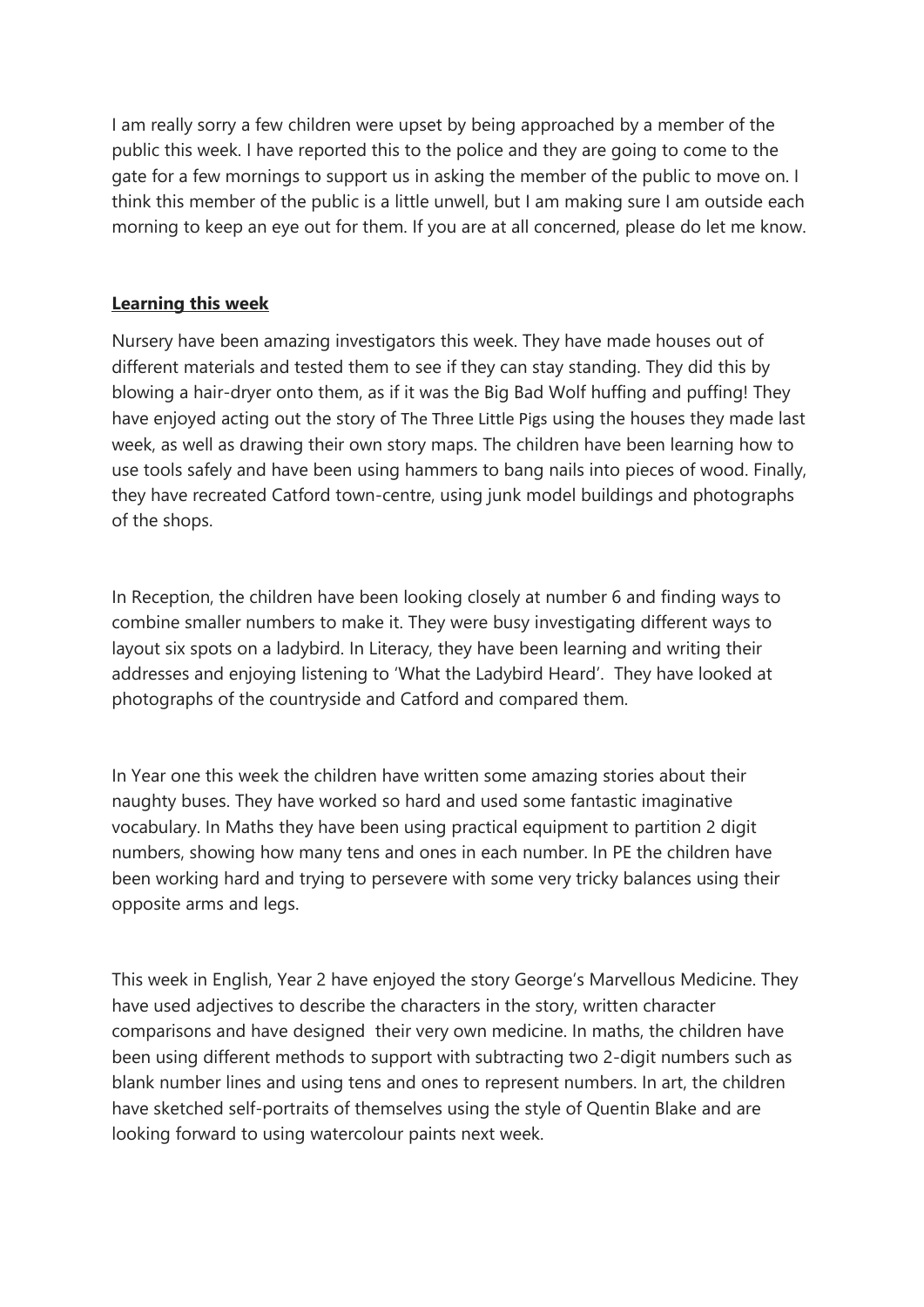I am really sorry a few children were upset by being approached by a member of the public this week. I have reported this to the police and they are going to come to the gate for a few mornings to support us in asking the member of the public to move on. I think this member of the public is a little unwell, but I am making sure I am outside each morning to keep an eye out for them. If you are at all concerned, please do let me know.

**Learning this week**

Nursery have been amazing investigators this week. They have made houses out of different materials and tested them to see if they can stay standing. They did this by blowing a hair-dryer onto them, as if it was the Big Bad Wolf huffing and puffing! They have enjoyed acting out the story of The Three Little Pigs using the houses they made last week, as well as drawing their own story maps. The children have been learning how to use tools safely and have been using hammers to bang nails into pieces of wood. Finally, they have recreated Catford town-centre, using junk model buildings and photographs of the shops.

In Reception, the children have been looking closely at number 6 and finding ways to combine smaller numbers to make it. They were busy investigating different ways to layout six spots on a ladybird. In Literacy, they have been learning and writing their addresses and enjoying listening to 'What the Ladybird Heard'. They have looked at photographs of the countryside and Catford and compared them.

In Year one this week the children have written some amazing stories about their naughty buses. They have worked so hard and used some fantastic imaginative vocabulary. In Maths they have been using practical equipment to partition 2 digit numbers, showing how many tens and ones in each number. In PE the children have been working hard and trying to persevere with some very tricky balances using their opposite arms and legs.

This week in English, Year 2 have enjoyed the story George's Marvellous Medicine. They have used adjectives to describe the characters in the story, written character comparisons and have designed their very own medicine. In maths, the children have been using different methods to support with subtracting two 2-digit numbers such as blank number lines and using tens and ones to represent numbers. In art, the children have sketched self-portraits of themselves using the style of Quentin Blake and are looking forward to using watercolour paints next week.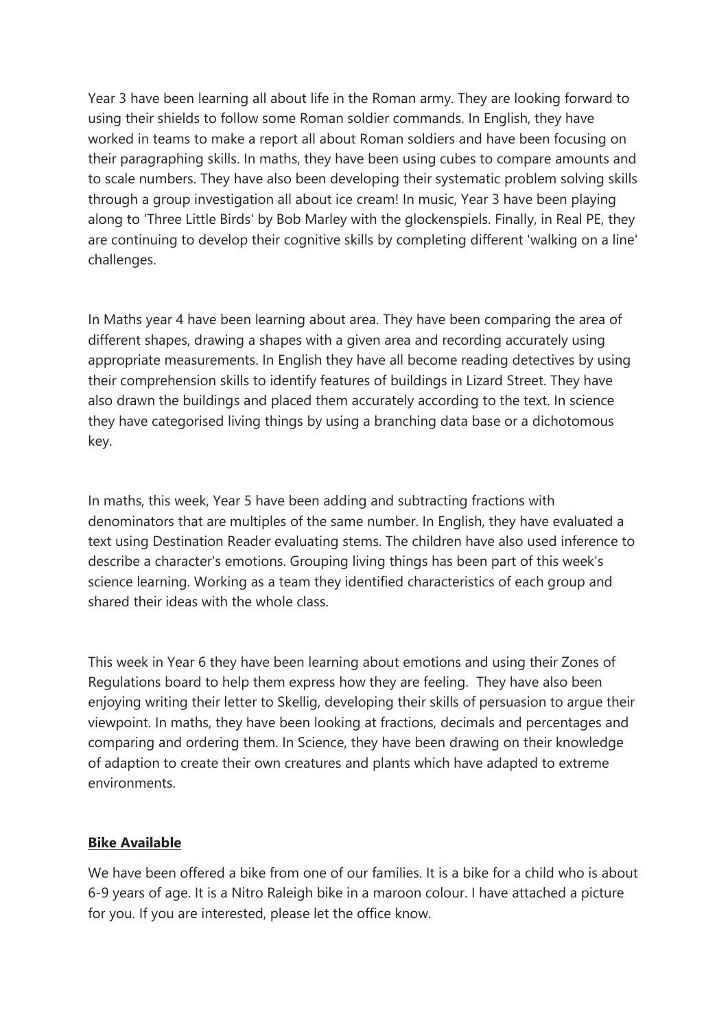Year 3 have been learning all about life in the Roman army. They are looking forward to using their shields to follow some Roman soldier commands. In English, they have worked in teams to make a report all about Roman soldiers and have been focusing on their paragraphing skills. In maths, they have been using cubes to compare amounts and to scale numbers. They have also been developing their systematic problem solving skills through a group investigation all about ice cream! In music, Year 3 have been playing along to 'Three Little Birds' by Bob Marley with the glockenspiels. Finally, in Real PE, they are continuing to develop their cognitive skills by completing different 'walking on a line' challenges.

In Maths year 4 have been learning about area. They have been comparing the area of different shapes, drawing a shapes with a given area and recording accurately using appropriate measurements. In English they have all become reading detectives by using their comprehension skills to identify features of buildings in Lizard Street. They have also drawn the buildings and placed them accurately according to the text. In science they have categorised living things by using a branching data base or a dichotomous key.

In maths, this week, Year 5 have been adding and subtracting fractions with denominators that are multiples of the same number. In English, they have evaluated a text using Destination Reader evaluating stems. The children have also used inference to describe a character's emotions. Grouping living things has been part of this week's science learning. Working as a team they identified characteristics of each group and shared their ideas with the whole class.

This week in Year 6 they have been learning about emotions and using their Zones of Regulations board to help them express how they are feeling. They have also been enjoying writing their letter to Skellig, developing their skills of persuasion to argue their viewpoint. In maths, they have been looking at fractions, decimals and percentages and comparing and ordering them. In Science, they have been drawing on their knowledge of adaption to create their own creatures and plants which have adapted to extreme environments.

**Bike Available**

We have been offered a bike from one of our families. It is a bike for a child who is about 6-9 years of age. It is a Nitro Raleigh bike in a maroon colour. I have attached a picture for you. If you are interested, please let the office know.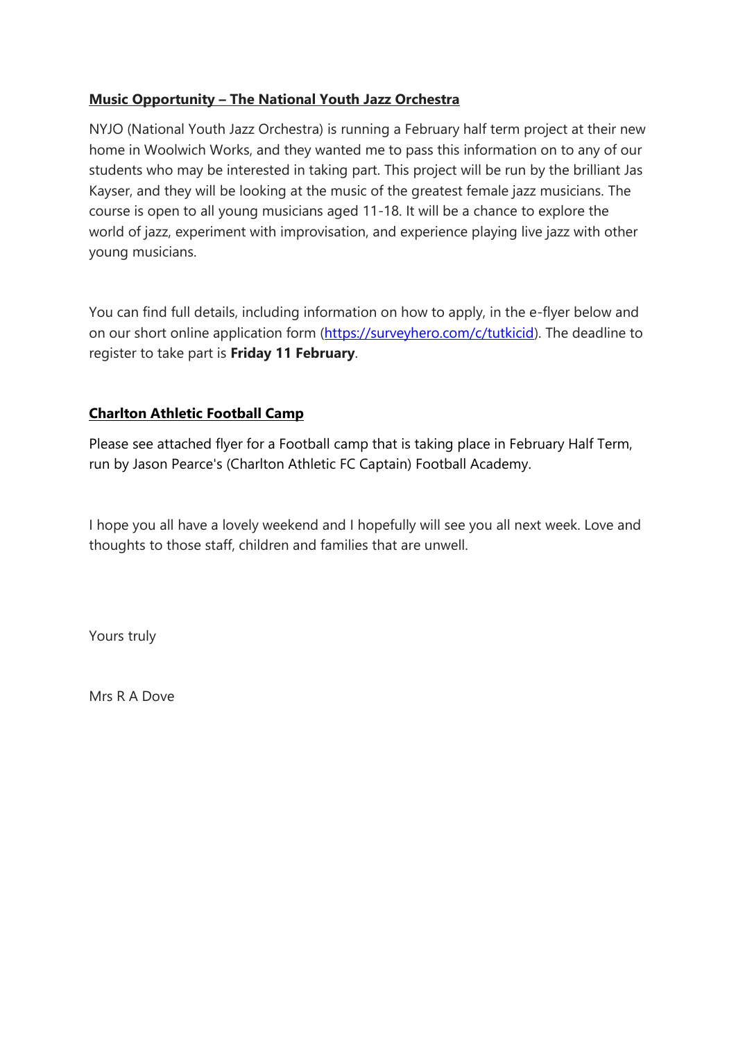**Music Opportunity – The National Youth Jazz Orchestra**

NYJO (National Youth Jazz Orchestra) is running a February half term project at their new home in Woolwich Works, and they wanted me to pass this information on to any of our students who may be interested in taking part. This project will be run by the brilliant Jas Kayser, and they will be looking at the music of the greatest female jazz musicians. The course is open to all young musicians aged 11-18. It will be a chance to explore the world of jazz, experiment with improvisation, and experience playing live jazz with other young musicians.

You can find full details, including information on how to apply, in the e-flyer below and on our short online application form (https://surveyhero.com/c/tutkicid). The deadline to register to take part is **Friday 11 February**.

**Charlton Athletic Football Camp**

Please see attached flyer for a Football camp that is taking place in February Half Term, run by Jason Pearce's (Charlton Athletic FC Captain) Football Academy.

I hope you all have a lovely weekend and I hopefully will see you all next week. Love and thoughts to those staff, children and families that are unwell.

Yours truly

Mrs R A Dove